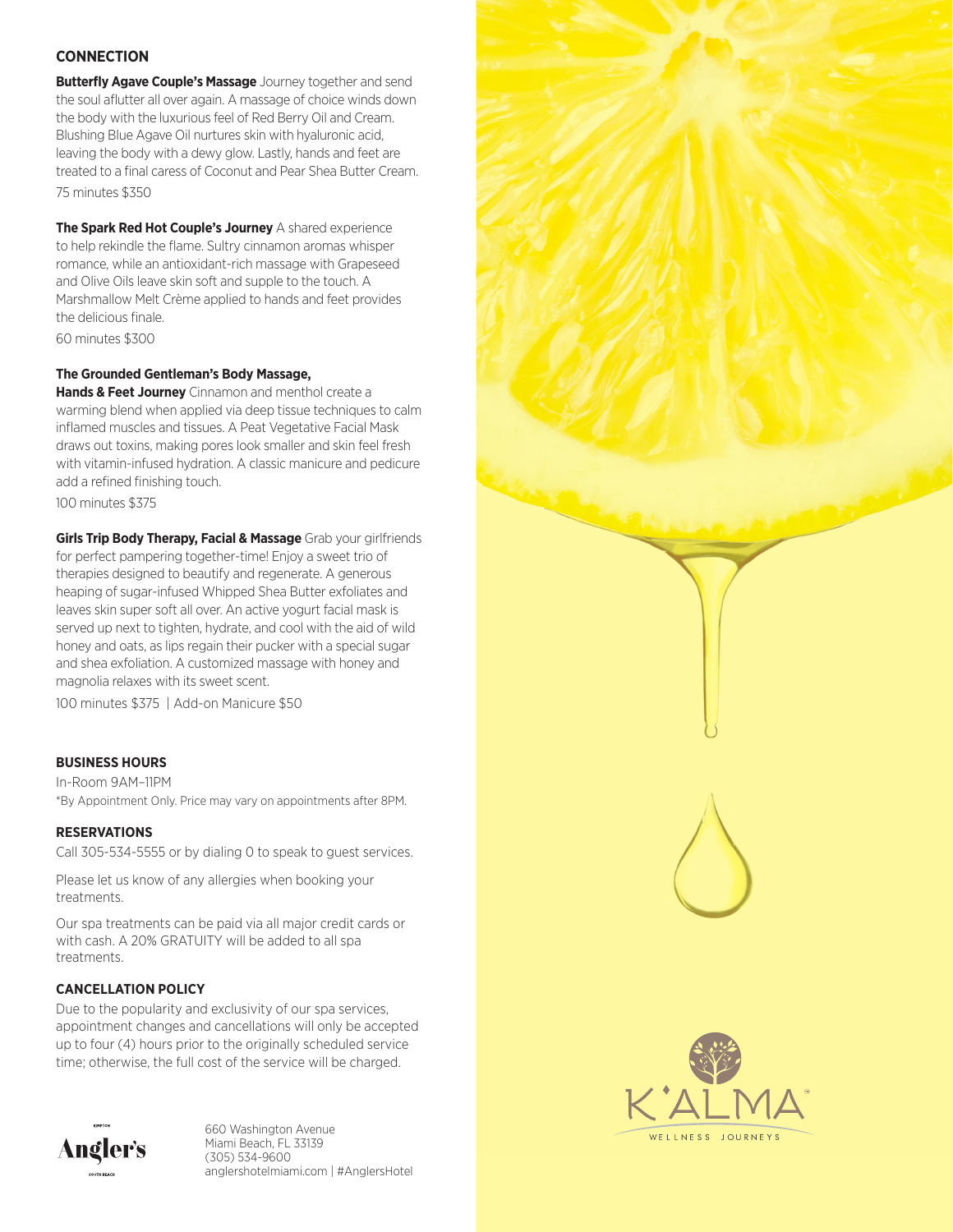## CONNECTION

**Butterfly Agave Couple's Massage** Journey together and send the soul aflutter all over again. A massage of choice winds down the body with the luxurious feel of Red Berry Oil and Cream. Blushing Blue Agave Oil nurtures skin with hyaluronic acid, leaving the body with a dewy glow. Lastly, hands and feet are treated to a final caress of Coconut and Pear Shea Butter Cream.
75 minutes $350

**The Spark Red Hot Couple's Journey** A shared experience to help rekindle the flame. Sultry cinnamon aromas whisper romance, while an antioxidant-rich massage with Grapeseed and Olive Oils leave skin soft and supple to the touch. A Marshmallow Melt Crème applied to hands and feet provides the delicious finale.
60 minutes $300

**The Grounded Gentleman's Body Massage, Hands & Feet Journey** Cinnamon and menthol create a warming blend when applied via deep tissue techniques to calm inflamed muscles and tissues. A Peat Vegetative Facial Mask draws out toxins, making pores look smaller and skin feel fresh with vitamin-infused hydration. A classic manicure and pedicure add a refined finishing touch.
100 minutes $375

**Girls Trip Body Therapy, Facial & Massage** Grab your girlfriends for perfect pampering together-time! Enjoy a sweet trio of therapies designed to beautify and regenerate. A generous heaping of sugar-infused Whipped Shea Butter exfoliates and leaves skin super soft all over. An active yogurt facial mask is served up next to tighten, hydrate, and cool with the aid of wild honey and oats, as lips regain their pucker with a special sugar and shea exfoliation. A customized massage with honey and magnolia relaxes with its sweet scent.
100 minutes $375 | Add-on Manicure $50

## BUSINESS HOURS

In-Room 9AM–11PM
*By Appointment Only. Price may vary on appointments after 8PM.

## RESERVATIONS

Call 305-534-5555 or by dialing 0 to speak to guest services.

Please let us know of any allergies when booking your treatments.

Our spa treatments can be paid via all major credit cards or with cash. A 20% GRATUITY will be added to all spa treatments.

## CANCELLATION POLICY

Due to the popularity and exclusivity of our spa services, appointment changes and cancellations will only be accepted up to four (4) hours prior to the originally scheduled service time; otherwise, the full cost of the service will be charged.

Kimpton Angler's South Beach

660 Washington Avenue
Miami Beach, FL 33139
(305) 534-9600
anglershotelmiami.com | #AnglersHotel

K'ALMA
WELLNESS JOURNEYS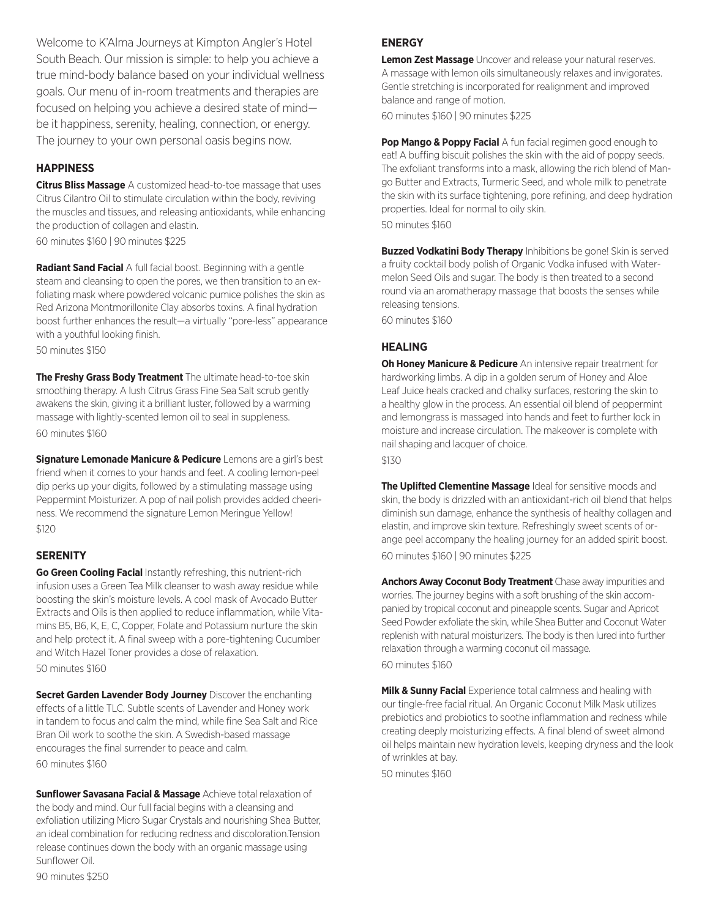Welcome to K'Alma Journeys at Kimpton Angler's Hotel South Beach. Our mission is simple: to help you achieve a true mind-body balance based on your individual wellness goals. Our menu of in-room treatments and therapies are focused on helping you achieve a desired state of mind—be it happiness, serenity, healing, connection, or energy. The journey to your own personal oasis begins now.

## HAPPINESS

**Citrus Bliss Massage** A customized head-to-toe massage that uses Citrus Cilantro Oil to stimulate circulation within the body, reviving the muscles and tissues, and releasing antioxidants, while enhancing the production of collagen and elastin.

60 minutes $160 | 90 minutes $225

**Radiant Sand Facial** A full facial boost. Beginning with a gentle steam and cleansing to open the pores, we then transition to an exfoliating mask where powdered volcanic pumice polishes the skin as Red Arizona Montmorillonite Clay absorbs toxins. A final hydration boost further enhances the result—a virtually "pore-less" appearance with a youthful looking finish.

50 minutes $150

**The Freshy Grass Body Treatment** The ultimate head-to-toe skin smoothing therapy. A lush Citrus Grass Fine Sea Salt scrub gently awakens the skin, giving it a brilliant luster, followed by a warming massage with lightly-scented lemon oil to seal in suppleness.

60 minutes $160

**Signature Lemonade Manicure & Pedicure** Lemons are a girl's best friend when it comes to your hands and feet. A cooling lemon-peel dip perks up your digits, followed by a stimulating massage using Peppermint Moisturizer. A pop of nail polish provides added cheeriness. We recommend the signature Lemon Meringue Yellow!

$120

## SERENITY

**Go Green Cooling Facial** Instantly refreshing, this nutrient-rich infusion uses a Green Tea Milk cleanser to wash away residue while boosting the skin's moisture levels. A cool mask of Avocado Butter Extracts and Oils is then applied to reduce inflammation, while Vitamins B5, B6, K, E, C, Copper, Folate and Potassium nurture the skin and help protect it. A final sweep with a pore-tightening Cucumber and Witch Hazel Toner provides a dose of relaxation.

50 minutes $160

**Secret Garden Lavender Body Journey** Discover the enchanting effects of a little TLC. Subtle scents of Lavender and Honey work in tandem to focus and calm the mind, while fine Sea Salt and Rice Bran Oil work to soothe the skin. A Swedish-based massage encourages the final surrender to peace and calm.

60 minutes $160

**Sunflower Savasana Facial & Massage** Achieve total relaxation of the body and mind. Our full facial begins with a cleansing and exfoliation utilizing Micro Sugar Crystals and nourishing Shea Butter, an ideal combination for reducing redness and discoloration.Tension release continues down the body with an organic massage using Sunflower Oil.

90 minutes $250

## ENERGY

**Lemon Zest Massage** Uncover and release your natural reserves. A massage with lemon oils simultaneously relaxes and invigorates. Gentle stretching is incorporated for realignment and improved balance and range of motion.

60 minutes $160 | 90 minutes $225

**Pop Mango & Poppy Facial** A fun facial regimen good enough to eat! A buffing biscuit polishes the skin with the aid of poppy seeds. The exfoliant transforms into a mask, allowing the rich blend of Mango Butter and Extracts, Turmeric Seed, and whole milk to penetrate the skin with its surface tightening, pore refining, and deep hydration properties. Ideal for normal to oily skin.

50 minutes $160

**Buzzed Vodkatini Body Therapy** Inhibitions be gone! Skin is served a fruity cocktail body polish of Organic Vodka infused with Watermelon Seed Oils and sugar. The body is then treated to a second round via an aromatherapy massage that boosts the senses while releasing tensions.

60 minutes $160

## HEALING

**Oh Honey Manicure & Pedicure** An intensive repair treatment for hardworking limbs. A dip in a golden serum of Honey and Aloe Leaf Juice heals cracked and chalky surfaces, restoring the skin to a healthy glow in the process. An essential oil blend of peppermint and lemongrass is massaged into hands and feet to further lock in moisture and increase circulation. The makeover is complete with nail shaping and lacquer of choice.

$130

**The Uplifted Clementine Massage** Ideal for sensitive moods and skin, the body is drizzled with an antioxidant-rich oil blend that helps diminish sun damage, enhance the synthesis of healthy collagen and elastin, and improve skin texture. Refreshingly sweet scents of orange peel accompany the healing journey for an added spirit boost.

60 minutes $160 | 90 minutes $225

**Anchors Away Coconut Body Treatment** Chase away impurities and worries. The journey begins with a soft brushing of the skin accompanied by tropical coconut and pineapple scents. Sugar and Apricot Seed Powder exfoliate the skin, while Shea Butter and Coconut Water replenish with natural moisturizers. The body is then lured into further relaxation through a warming coconut oil massage.

60 minutes $160

**Milk & Sunny Facial** Experience total calmness and healing with our tingle-free facial ritual. An Organic Coconut Milk Mask utilizes prebiotics and probiotics to soothe inflammation and redness while creating deeply moisturizing effects. A final blend of sweet almond oil helps maintain new hydration levels, keeping dryness and the look of wrinkles at bay.

50 minutes $160